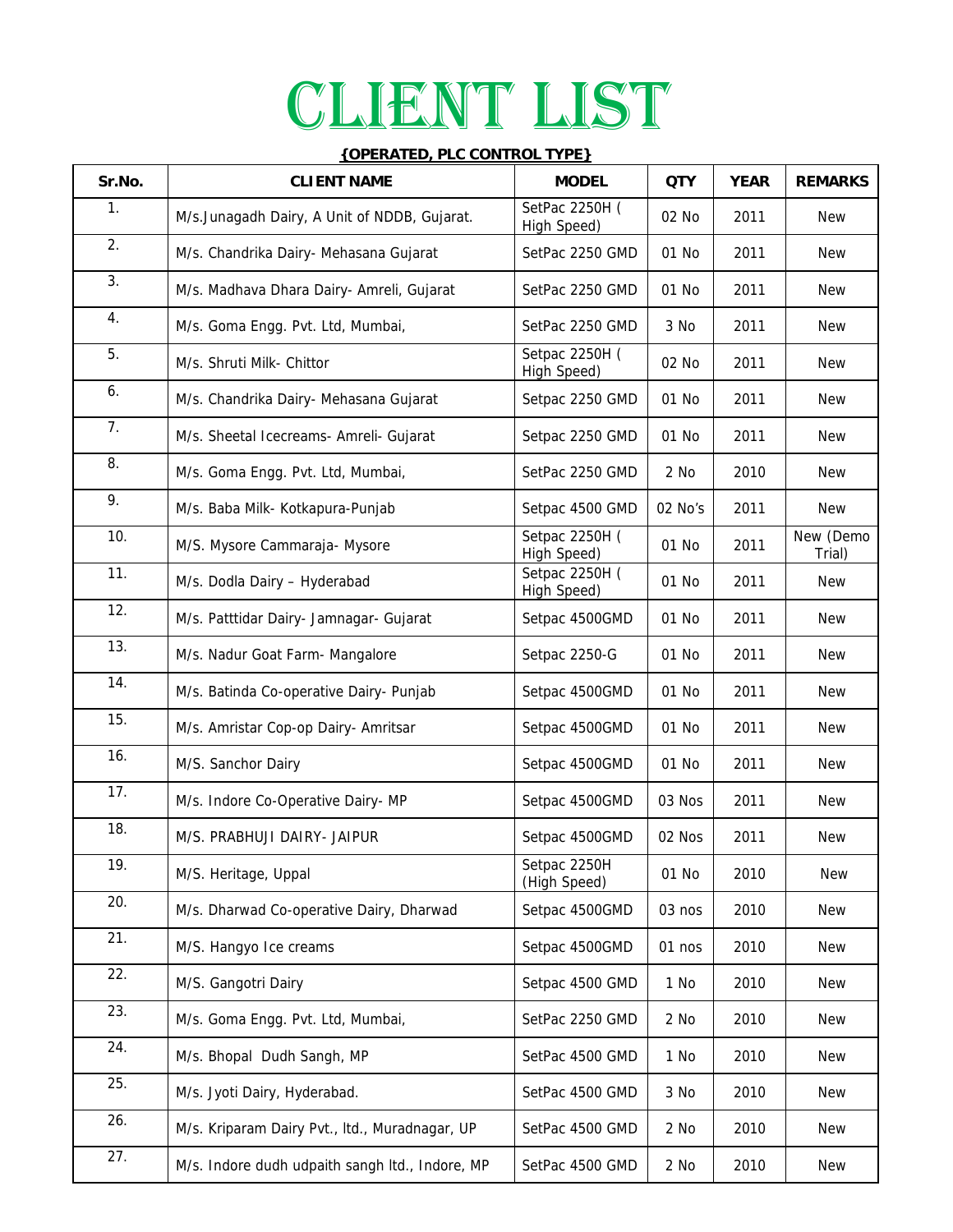# CLIENT LIST

**{OPERATED, PLC CONTROL TYPE}**

| Sr.No. | CLIENT NAME | MODEL | QTY | YEAR | REMARKS |
|---|---|---|---|---|---|
| 1. | M/s.Junagadh Dairy, A Unit of NDDB, Gujarat. | SetPac 2250H ( High Speed) | 02 No | 2011 | New |
| 2. | M/s. Chandrika Dairy- Mehasana Gujarat | SetPac 2250 GMD | 01 No | 2011 | New |
| 3. | M/s. Madhava Dhara Dairy- Amreli, Gujarat | SetPac 2250 GMD | 01 No | 2011 | New |
| 4. | M/s. Goma Engg. Pvt. Ltd, Mumbai, | SetPac 2250 GMD | 3 No | 2011 | New |
| 5. | M/s. Shruti Milk- Chittor | Setpac 2250H ( High Speed) | 02 No | 2011 | New |
| 6. | M/s. Chandrika Dairy- Mehasana Gujarat | Setpac 2250 GMD | 01 No | 2011 | New |
| 7. | M/s. Sheetal Icecreams- Amreli- Gujarat | Setpac 2250 GMD | 01 No | 2011 | New |
| 8. | M/s. Goma Engg. Pvt. Ltd, Mumbai, | SetPac 2250 GMD | 2 No | 2010 | New |
| 9. | M/s. Baba Milk- Kotkapura-Punjab | Setpac 4500 GMD | 02 No's | 2011 | New |
| 10. | M/S. Mysore Cammaraja- Mysore | Setpac 2250H ( High Speed) | 01 No | 2011 | New (Demo Trial) |
| 11. | M/s. Dodla Dairy – Hyderabad | Setpac 2250H ( High Speed) | 01 No | 2011 | New |
| 12. | M/s. Patttidar Dairy- Jamnagar- Gujarat | Setpac 4500GMD | 01 No | 2011 | New |
| 13. | M/s. Nadur Goat Farm- Mangalore | Setpac 2250-G | 01 No | 2011 | New |
| 14. | M/s. Batinda Co-operative Dairy- Punjab | Setpac 4500GMD | 01 No | 2011 | New |
| 15. | M/s. Amristar Cop-op Dairy- Amritsar | Setpac 4500GMD | 01 No | 2011 | New |
| 16. | M/S. Sanchor Dairy | Setpac 4500GMD | 01 No | 2011 | New |
| 17. | M/s. Indore Co-Operative Dairy- MP | Setpac 4500GMD | 03 Nos | 2011 | New |
| 18. | M/S. PRABHUJI DAIRY- JAIPUR | Setpac 4500GMD | 02 Nos | 2011 | New |
| 19. | M/S. Heritage, Uppal | Setpac 2250H (High Speed) | 01 No | 2010 | New |
| 20. | M/s. Dharwad Co-operative Dairy, Dharwad | Setpac 4500GMD | 03 nos | 2010 | New |
| 21. | M/S. Hangyo Ice creams | Setpac 4500GMD | 01 nos | 2010 | New |
| 22. | M/S. Gangotri Dairy | Setpac 4500 GMD | 1 No | 2010 | New |
| 23. | M/s. Goma Engg. Pvt. Ltd, Mumbai, | SetPac 2250 GMD | 2 No | 2010 | New |
| 24. | M/s. Bhopal Dudh Sangh, MP | SetPac 4500 GMD | 1 No | 2010 | New |
| 25. | M/s. Jyoti Dairy, Hyderabad. | SetPac 4500 GMD | 3 No | 2010 | New |
| 26. | M/s. Kriparam Dairy Pvt., ltd., Muradnagar, UP | SetPac 4500 GMD | 2 No | 2010 | New |
| 27. | M/s. Indore dudh udpaith sangh ltd., Indore, MP | SetPac 4500 GMD | 2 No | 2010 | New |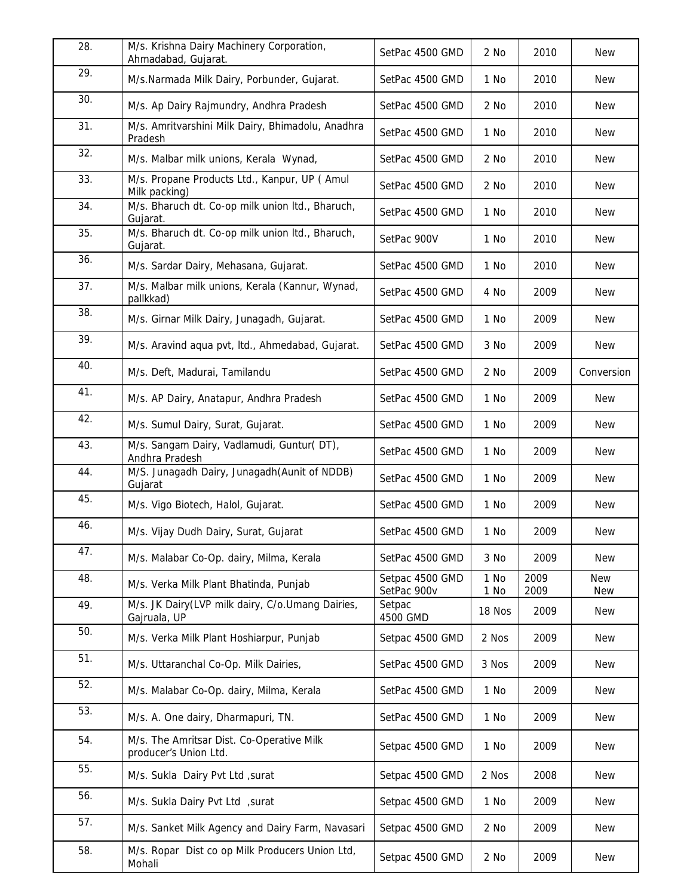| 28. | M/s. Krishna Dairy Machinery Corporation, Ahmadabad, Gujarat. | SetPac 4500 GMD | 2 No | 2010 | New |
|---|---|---|---|---|---|
| 29. | M/s.Narmada Milk Dairy, Porbunder, Gujarat. | SetPac 4500 GMD | 1 No | 2010 | New |
| 30. | M/s. Ap Dairy Rajmundry, Andhra Pradesh | SetPac 4500 GMD | 2 No | 2010 | New |
| 31. | M/s. Amritvarshini Milk Dairy, Bhimadolu, Anadhra Pradesh | SetPac 4500 GMD | 1 No | 2010 | New |
| 32. | M/s. Malbar milk unions, Kerala Wynad, | SetPac 4500 GMD | 2 No | 2010 | New |
| 33. | M/s. Propane Products Ltd., Kanpur, UP ( Amul Milk packing) | SetPac 4500 GMD | 2 No | 2010 | New |
| 34. | M/s. Bharuch dt. Co-op milk union ltd., Bharuch, Gujarat. | SetPac 4500 GMD | 1 No | 2010 | New |
| 35. | M/s. Bharuch dt. Co-op milk union ltd., Bharuch, Gujarat. | SetPac 900V | 1 No | 2010 | New |
| 36. | M/s. Sardar Dairy, Mehasana, Gujarat. | SetPac 4500 GMD | 1 No | 2010 | New |
| 37. | M/s. Malbar milk unions, Kerala (Kannur, Wynad, pallkkad) | SetPac 4500 GMD | 4 No | 2009 | New |
| 38. | M/s. Girnar Milk Dairy, Junagadh, Gujarat. | SetPac 4500 GMD | 1 No | 2009 | New |
| 39. | M/s. Aravind aqua pvt, ltd., Ahmedabad, Gujarat. | SetPac 4500 GMD | 3 No | 2009 | New |
| 40. | M/s. Deft, Madurai, Tamilandu | SetPac 4500 GMD | 2 No | 2009 | Conversion |
| 41. | M/s. AP Dairy, Anatapur, Andhra Pradesh | SetPac 4500 GMD | 1 No | 2009 | New |
| 42. | M/s. Sumul Dairy, Surat, Gujarat. | SetPac 4500 GMD | 1 No | 2009 | New |
| 43. | M/s. Sangam Dairy, Vadlamudi, Guntur( DT), Andhra Pradesh | SetPac 4500 GMD | 1 No | 2009 | New |
| 44. | M/S. Junagadh Dairy, Junagadh(Aunit of NDDB) Gujarat | SetPac 4500 GMD | 1 No | 2009 | New |
| 45. | M/s. Vigo Biotech, Halol, Gujarat. | SetPac 4500 GMD | 1 No | 2009 | New |
| 46. | M/s. Vijay Dudh Dairy, Surat, Gujarat | SetPac 4500 GMD | 1 No | 2009 | New |
| 47. | M/s. Malabar Co-Op. dairy, Milma, Kerala | SetPac 4500 GMD | 3 No | 2009 | New |
| 48. | M/s. Verka Milk Plant Bhatinda, Punjab | Setpac 4500 GMD<br>SetPac 900v | 1 No<br>1 No | 2009<br>2009 | New<br>New |
| 49. | M/s. JK Dairy(LVP milk dairy, C/o.Umang Dairies, Gajruala, UP | Setpac 4500 GMD | 18 Nos | 2009 | New |
| 50. | M/s. Verka Milk Plant Hoshiarpur, Punjab | Setpac 4500 GMD | 2 Nos | 2009 | New |
| 51. | M/s. Uttaranchal Co-Op. Milk Dairies, | SetPac 4500 GMD | 3 Nos | 2009 | New |
| 52. | M/s. Malabar Co-Op. dairy, Milma, Kerala | SetPac 4500 GMD | 1 No | 2009 | New |
| 53. | M/s. A. One dairy, Dharmapuri, TN. | SetPac 4500 GMD | 1 No | 2009 | New |
| 54. | M/s. The Amritsar Dist. Co-Operative Milk producer's Union Ltd. | Setpac 4500 GMD | 1 No | 2009 | New |
| 55. | M/s. Sukla Dairy Pvt Ltd ,surat | Setpac 4500 GMD | 2 Nos | 2008 | New |
| 56. | M/s. Sukla Dairy Pvt Ltd ,surat | Setpac 4500 GMD | 1 No | 2009 | New |
| 57. | M/s. Sanket Milk Agency and Dairy Farm, Navasari | Setpac 4500 GMD | 2 No | 2009 | New |
| 58. | M/s. Ropar Dist co op Milk Producers Union Ltd, Mohali | Setpac 4500 GMD | 2 No | 2009 | New |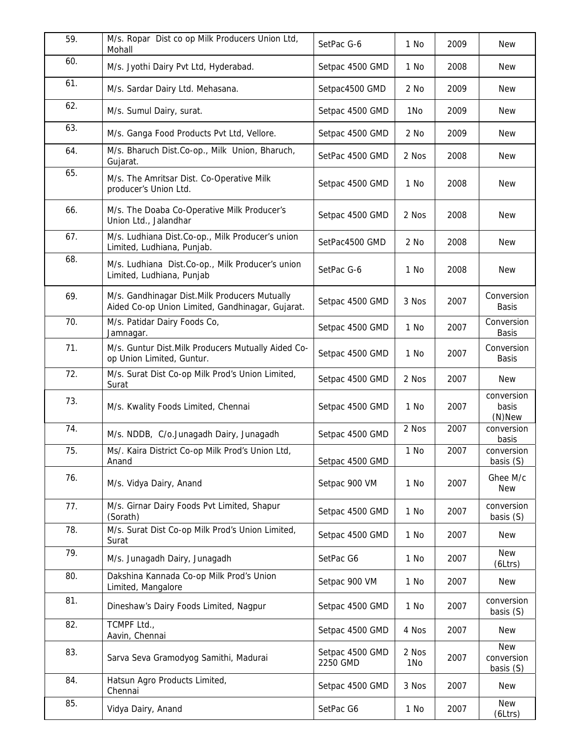| 59. | M/s. Ropar Dist co op Milk Producers Union Ltd, Mohall | SetPac G-6 | 1 No | 2009 | New |
|---|---|---|---|---|---|
| 60. | M/s. Jyothi Dairy Pvt Ltd, Hyderabad. | Setpac 4500 GMD | 1 No | 2008 | New |
| 61. | M/s. Sardar Dairy Ltd. Mehasana. | Setpac4500 GMD | 2 No | 2009 | New |
| 62. | M/s. Sumul Dairy, surat. | Setpac 4500 GMD | 1No | 2009 | New |
| 63. | M/s. Ganga Food Products Pvt Ltd, Vellore. | Setpac 4500 GMD | 2 No | 2009 | New |
| 64. | M/s. Bharuch Dist.Co-op., Milk Union, Bharuch, Gujarat. | SetPac 4500 GMD | 2 Nos | 2008 | New |
| 65. | M/s. The Amritsar Dist. Co-Operative Milk producer's Union Ltd. | Setpac 4500 GMD | 1 No | 2008 | New |
| 66. | M/s. The Doaba Co-Operative Milk Producer's Union Ltd., Jalandhar | Setpac 4500 GMD | 2 Nos | 2008 | New |
| 67. | M/s. Ludhiana Dist.Co-op., Milk Producer's union Limited, Ludhiana, Punjab. | SetPac4500 GMD | 2 No | 2008 | New |
| 68. | M/s. Ludhiana Dist.Co-op., Milk Producer's union Limited, Ludhiana, Punjab | SetPac G-6 | 1 No | 2008 | New |
| 69. | M/s. Gandhinagar Dist.Milk Producers Mutually Aided Co-op Union Limited, Gandhinagar, Gujarat. | Setpac 4500 GMD | 3 Nos | 2007 | Conversion Basis |
| 70. | M/s. Patidar Dairy Foods Co, Jamnagar. | Setpac 4500 GMD | 1 No | 2007 | Conversion Basis |
| 71. | M/s. Guntur Dist.Milk Producers Mutually Aided Co-op Union Limited, Guntur. | Setpac 4500 GMD | 1 No | 2007 | Conversion Basis |
| 72. | M/s. Surat Dist Co-op Milk Prod's Union Limited, Surat | Setpac 4500 GMD | 2 Nos | 2007 | New |
| 73. | M/s. Kwality Foods Limited, Chennai | Setpac 4500 GMD | 1 No | 2007 | conversion basis (N)New |
| 74. | M/s. NDDB, C/o.Junagadh Dairy, Junagadh | Setpac 4500 GMD | 2 Nos | 2007 | conversion basis |
| 75. | Ms/. Kaira District Co-op Milk Prod's Union Ltd, Anand | Setpac 4500 GMD | 1 No | 2007 | conversion basis (S) |
| 76. | M/s. Vidya Dairy, Anand | Setpac 900 VM | 1 No | 2007 | Ghee M/c New |
| 77. | M/s. Girnar Dairy Foods Pvt Limited, Shapur (Sorath) | Setpac 4500 GMD | 1 No | 2007 | conversion basis (S) |
| 78. | M/s. Surat Dist Co-op Milk Prod's Union Limited, Surat | Setpac 4500 GMD | 1 No | 2007 | New |
| 79. | M/s. Junagadh Dairy, Junagadh | SetPac G6 | 1 No | 2007 | New (6Ltrs) |
| 80. | Dakshina Kannada Co-op Milk Prod's Union Limited, Mangalore | Setpac 900 VM | 1 No | 2007 | New |
| 81. | Dineshaw's Dairy Foods Limited, Nagpur | Setpac 4500 GMD | 1 No | 2007 | conversion basis (S) |
| 82. | TCMPF Ltd., Aavin, Chennai | Setpac 4500 GMD | 4 Nos | 2007 | New |
| 83. | Sarva Seva Gramodyog Samithi, Madurai | Setpac 4500 GMD 2250 GMD | 2 Nos 1No | 2007 | New conversion basis (S) |
| 84. | Hatsun Agro Products Limited, Chennai | Setpac 4500 GMD | 3 Nos | 2007 | New |
| 85. | Vidya Dairy, Anand | SetPac G6 | 1 No | 2007 | New (6Ltrs) |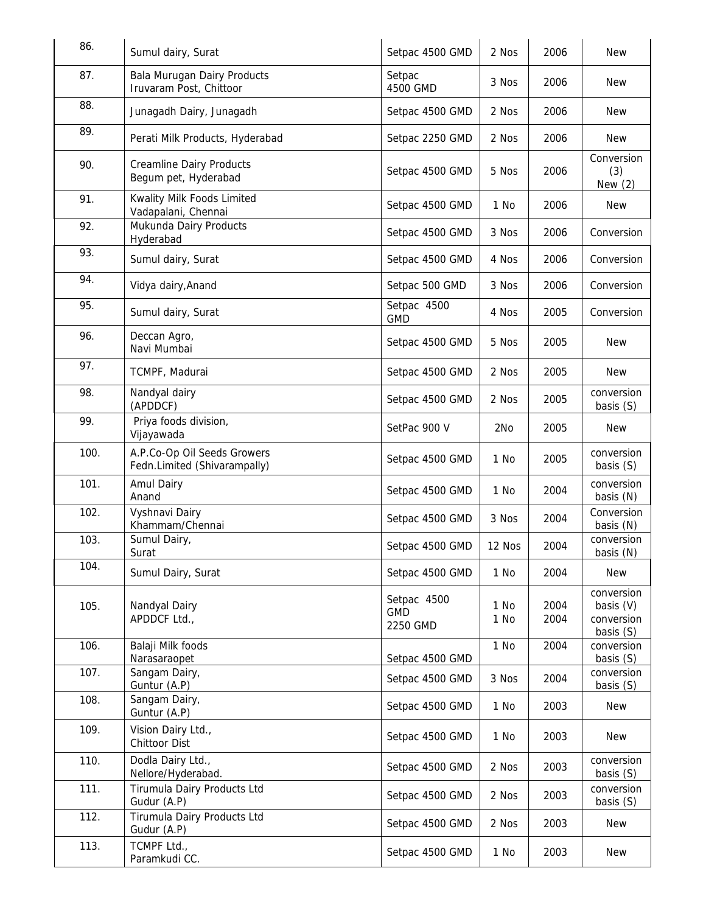| 86. | Sumul dairy, Surat | Setpac 4500 GMD | 2 Nos | 2006 | New |
|---|---|---|---|---|---|
| 87. | Bala Murugan Dairy Products Iruvaram Post, Chittoor | Setpac 4500 GMD | 3 Nos | 2006 | New |
| 88. | Junagadh Dairy, Junagadh | Setpac 4500 GMD | 2 Nos | 2006 | New |
| 89. | Perati Milk Products, Hyderabad | Setpac 2250 GMD | 2 Nos | 2006 | New |
| 90. | Creamline Dairy Products Begum pet, Hyderabad | Setpac 4500 GMD | 5 Nos | 2006 | Conversion (3) New (2) |
| 91. | Kwality Milk Foods Limited Vadapalani, Chennai | Setpac 4500 GMD | 1 No | 2006 | New |
| 92. | Mukunda Dairy Products Hyderabad | Setpac 4500 GMD | 3 Nos | 2006 | Conversion |
| 93. | Sumul dairy, Surat | Setpac 4500 GMD | 4 Nos | 2006 | Conversion |
| 94. | Vidya dairy,Anand | Setpac 500 GMD | 3 Nos | 2006 | Conversion |
| 95. | Sumul dairy, Surat | Setpac 4500 GMD | 4 Nos | 2005 | Conversion |
| 96. | Deccan Agro, Navi Mumbai | Setpac 4500 GMD | 5 Nos | 2005 | New |
| 97. | TCMPF, Madurai | Setpac 4500 GMD | 2 Nos | 2005 | New |
| 98. | Nandyal dairy (APDDCF) | Setpac 4500 GMD | 2 Nos | 2005 | conversion basis (S) |
| 99. | Priya foods division, Vijayawada | SetPac 900 V | 2No | 2005 | New |
| 100. | A.P.Co-Op Oil Seeds Growers Fedn.Limited (Shivarampally) | Setpac 4500 GMD | 1 No | 2005 | conversion basis (S) |
| 101. | Amul Dairy Anand | Setpac 4500 GMD | 1 No | 2004 | conversion basis (N) |
| 102. | Vyshnavi Dairy Khammam/Chennai | Setpac 4500 GMD | 3 Nos | 2004 | Conversion basis (N) |
| 103. | Sumul Dairy, Surat | Setpac 4500 GMD | 12 Nos | 2004 | conversion basis (N) |
| 104. | Sumul Dairy, Surat | Setpac 4500 GMD | 1 No | 2004 | New |
| 105. | Nandyal Dairy APDDCF Ltd., | Setpac 4500 GMD 2250 GMD | 1 No 1 No | 2004 2004 | conversion basis (V) conversion basis (S) |
| 106. | Balaji Milk foods Narasaraopet | Setpac 4500 GMD | 1 No | 2004 | conversion basis (S) |
| 107. | Sangam Dairy, Guntur (A.P) | Setpac 4500 GMD | 3 Nos | 2004 | conversion basis (S) |
| 108. | Sangam Dairy, Guntur (A.P) | Setpac 4500 GMD | 1 No | 2003 | New |
| 109. | Vision Dairy Ltd., Chittoor Dist | Setpac 4500 GMD | 1 No | 2003 | New |
| 110. | Dodla Dairy Ltd., Nellore/Hyderabad. | Setpac 4500 GMD | 2 Nos | 2003 | conversion basis (S) |
| 111. | Tirumula Dairy Products Ltd Gudur (A.P) | Setpac 4500 GMD | 2 Nos | 2003 | conversion basis (S) |
| 112. | Tirumula Dairy Products Ltd Gudur (A.P) | Setpac 4500 GMD | 2 Nos | 2003 | New |
| 113. | TCMPF Ltd., Paramkudi CC. | Setpac 4500 GMD | 1 No | 2003 | New |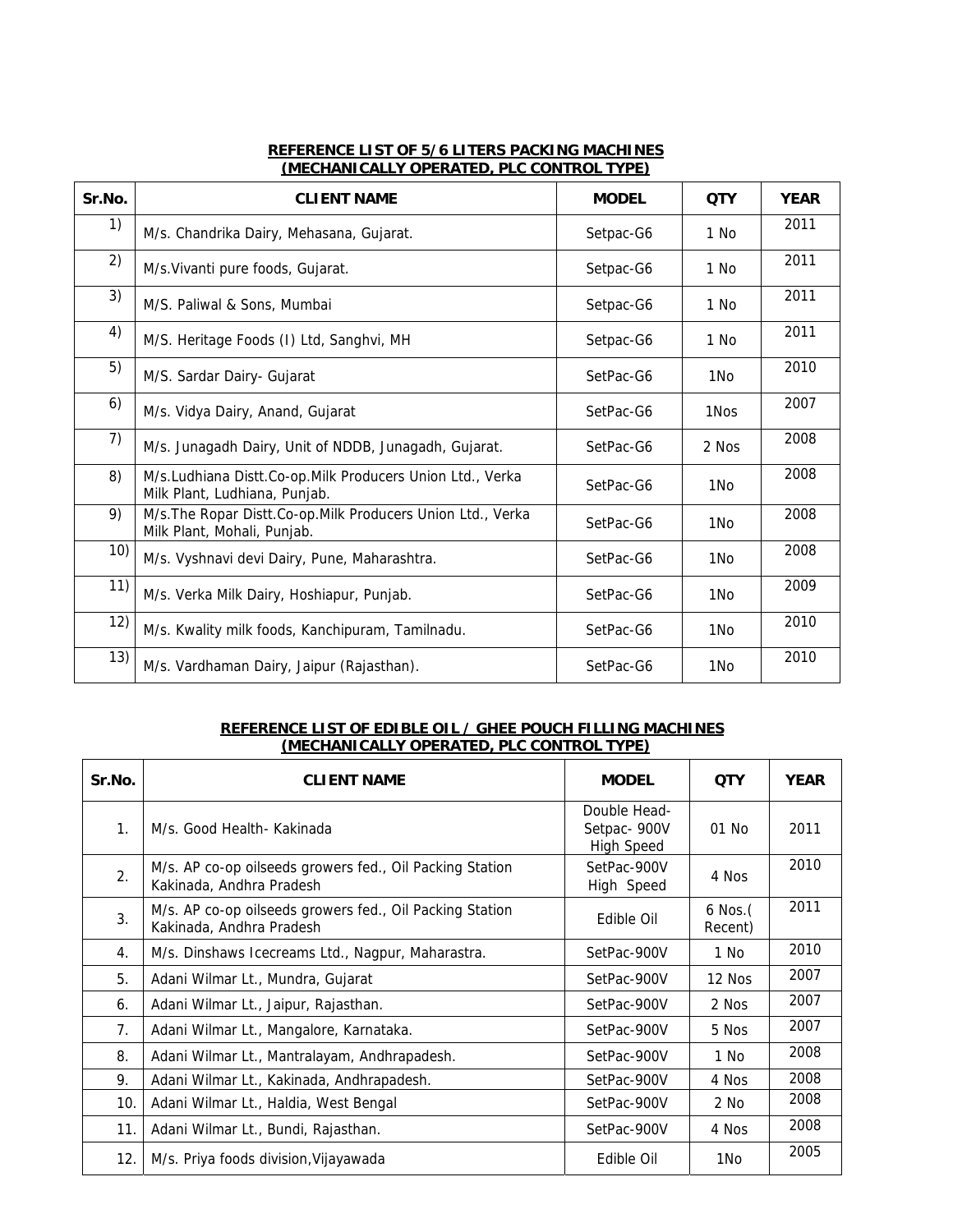**REFERENCE LIST OF 5/6 LITERS PACKING MACHINES**
**(MECHANICALLY OPERATED, PLC CONTROL TYPE)**

| Sr.No. | CLIENT NAME | MODEL | QTY | YEAR |
|---|---|---|---|---|
| 1) | M/s. Chandrika Dairy, Mehasana, Gujarat. | Setpac-G6 | 1 No | 2011 |
| 2) | M/s.Vivanti pure foods, Gujarat. | Setpac-G6 | 1 No | 2011 |
| 3) | M/S. Paliwal & Sons, Mumbai | Setpac-G6 | 1 No | 2011 |
| 4) | M/S. Heritage Foods (I) Ltd, Sanghvi, MH | Setpac-G6 | 1 No | 2011 |
| 5) | M/S. Sardar Dairy- Gujarat | SetPac-G6 | 1No | 2010 |
| 6) | M/s. Vidya Dairy, Anand, Gujarat | SetPac-G6 | 1Nos | 2007 |
| 7) | M/s. Junagadh Dairy, Unit of NDDB, Junagadh, Gujarat. | SetPac-G6 | 2 Nos | 2008 |
| 8) | M/s.Ludhiana Distt.Co-op.Milk Producers Union Ltd., Verka Milk Plant, Ludhiana, Punjab. | SetPac-G6 | 1No | 2008 |
| 9) | M/s.The Ropar Distt.Co-op.Milk Producers Union Ltd., Verka Milk Plant, Mohali, Punjab. | SetPac-G6 | 1No | 2008 |
| 10) | M/s. Vyshnavi devi Dairy, Pune, Maharashtra. | SetPac-G6 | 1No | 2008 |
| 11) | M/s. Verka Milk Dairy, Hoshiapur, Punjab. | SetPac-G6 | 1No | 2009 |
| 12) | M/s. Kwality milk foods, Kanchipuram, Tamilnadu. | SetPac-G6 | 1No | 2010 |
| 13) | M/s. Vardhaman Dairy, Jaipur (Rajasthan). | SetPac-G6 | 1No | 2010 |

**REFERENCE LIST OF EDIBLE OIL / GHEE POUCH FILLING MACHINES**
**(MECHANICALLY OPERATED, PLC CONTROL TYPE)**

| Sr.No. | CLIENT NAME | MODEL | QTY | YEAR |
|---|---|---|---|---|
| 1. | M/s. Good Health- Kakinada | Double Head- Setpac- 900V High Speed | 01 No | 2011 |
| 2. | M/s. AP co-op oilseeds growers fed., Oil Packing Station Kakinada, Andhra Pradesh | SetPac-900V High Speed | 4 Nos | 2010 |
| 3. | M/s. AP co-op oilseeds growers fed., Oil Packing Station Kakinada, Andhra Pradesh | Edible Oil | 6 Nos.( Recent) | 2011 |
| 4. | M/s. Dinshaws Icecreams Ltd., Nagpur, Maharastra. | SetPac-900V | 1 No | 2010 |
| 5. | Adani Wilmar Lt., Mundra, Gujarat | SetPac-900V | 12 Nos | 2007 |
| 6. | Adani Wilmar Lt., Jaipur, Rajasthan. | SetPac-900V | 2 Nos | 2007 |
| 7. | Adani Wilmar Lt., Mangalore, Karnataka. | SetPac-900V | 5 Nos | 2007 |
| 8. | Adani Wilmar Lt., Mantralayam, Andhrapadesh. | SetPac-900V | 1 No | 2008 |
| 9. | Adani Wilmar Lt., Kakinada, Andhrapadesh. | SetPac-900V | 4 Nos | 2008 |
| 10. | Adani Wilmar Lt., Haldia, West Bengal | SetPac-900V | 2 No | 2008 |
| 11. | Adani Wilmar Lt., Bundi, Rajasthan. | SetPac-900V | 4 Nos | 2008 |
| 12. | M/s. Priya foods division,Vijayawada | Edible Oil | 1No | 2005 |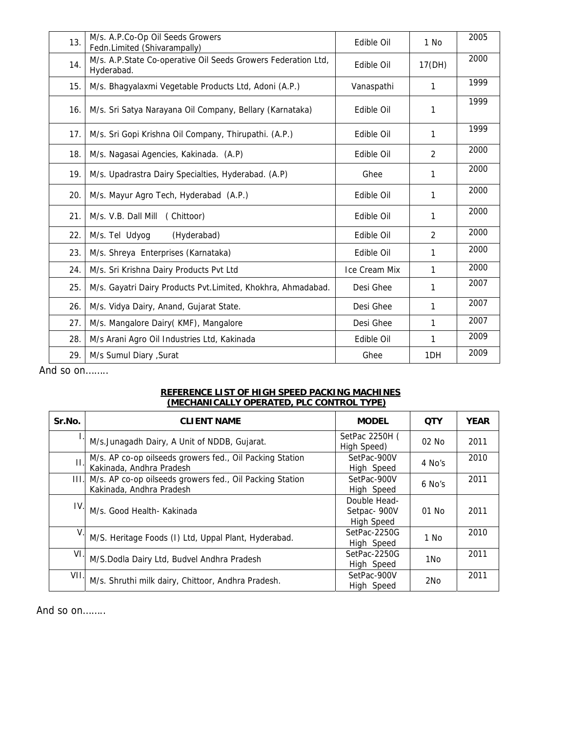| | | | | |
|---|---|---|---|---|
| 13. | M/s. A.P.Co-Op Oil Seeds Growers Fedn.Limited (Shivarampally) | Edible Oil | 1 No | 2005 |
| 14. | M/s. A.P.State Co-operative Oil Seeds Growers Federation Ltd, Hyderabad. | Edible Oil | 17(DH) | 2000 |
| 15. | M/s. Bhagyalaxmi Vegetable Products Ltd, Adoni (A.P.) | Vanaspathi | 1 | 1999 |
| 16. | M/s. Sri Satya Narayana Oil Company, Bellary (Karnataka) | Edible Oil | 1 | 1999 |
| 17. | M/s. Sri Gopi Krishna Oil Company, Thirupathi. (A.P.) | Edible Oil | 1 | 1999 |
| 18. | M/s. Nagasai Agencies, Kakinada. (A.P) | Edible Oil | 2 | 2000 |
| 19. | M/s. Upadrastra Dairy Specialties, Hyderabad. (A.P) | Ghee | 1 | 2000 |
| 20. | M/s. Mayur Agro Tech, Hyderabad (A.P.) | Edible Oil | 1 | 2000 |
| 21. | M/s. V.B. Dall Mill ( Chittoor) | Edible Oil | 1 | 2000 |
| 22. | M/s. Tel Udyog (Hyderabad) | Edible Oil | 2 | 2000 |
| 23. | M/s. Shreya Enterprises (Karnataka) | Edible Oil | 1 | 2000 |
| 24. | M/s. Sri Krishna Dairy Products Pvt Ltd | Ice Cream Mix | 1 | 2000 |
| 25. | M/s. Gayatri Dairy Products Pvt.Limited, Khokhra, Ahmadabad. | Desi Ghee | 1 | 2007 |
| 26. | M/s. Vidya Dairy, Anand, Gujarat State. | Desi Ghee | 1 | 2007 |
| 27. | M/s. Mangalore Dairy( KMF), Mangalore | Desi Ghee | 1 | 2007 |
| 28. | M/s Arani Agro Oil Industries Ltd, Kakinada | Edible Oil | 1 | 2009 |
| 29. | M/s Sumul Diary ,Surat | Ghee | 1DH | 2009 |

And so on……..

**REFERENCE LIST OF HIGH SPEED PACKING MACHINES (MECHANICALLY OPERATED, PLC CONTROL TYPE)**

| Sr.No. | CLIENT NAME | MODEL | QTY | YEAR |
|---|---|---|---|---|
| I. | M/s.Junagadh Dairy, A Unit of NDDB, Gujarat. | SetPac 2250H ( High Speed) | 02 No | 2011 |
| II. | M/s. AP co-op oilseeds growers fed., Oil Packing Station Kakinada, Andhra Pradesh | SetPac-900V High Speed | 4 No's | 2010 |
| III. | M/s. AP co-op oilseeds growers fed., Oil Packing Station Kakinada, Andhra Pradesh | SetPac-900V High Speed | 6 No's | 2011 |
| IV. | M/s. Good Health- Kakinada | Double Head- Setpac- 900V High Speed | 01 No | 2011 |
| V. | M/S. Heritage Foods (I) Ltd, Uppal Plant, Hyderabad. | SetPac-2250G High Speed | 1 No | 2010 |
| VI. | M/S.Dodla Dairy Ltd, Budvel Andhra Pradesh | SetPac-2250G High Speed | 1No | 2011 |
| VII. | M/s. Shruthi milk dairy, Chittoor, Andhra Pradesh. | SetPac-900V High Speed | 2No | 2011 |

And so on……..